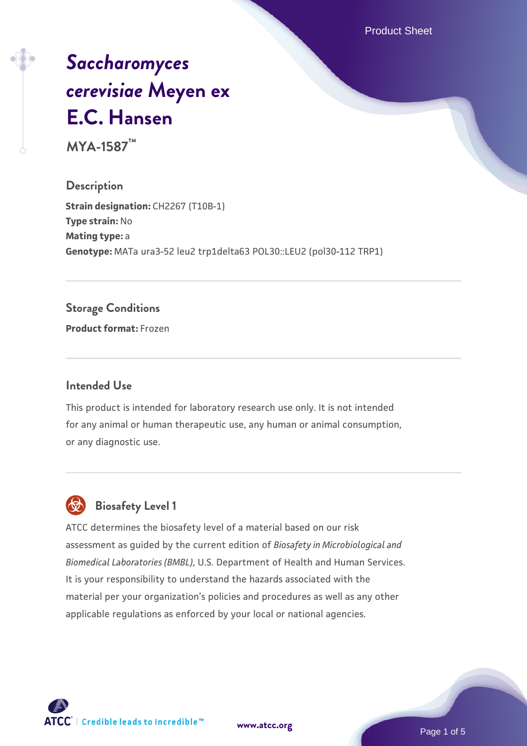# *Saccharomyces cerevisiae* Meyen ex E.C. Hansen

**MYA-1587™**

## Description

**Strain designation:** CH2267 (T10B-1)
**Type strain:** No
**Mating type:** a
**Genotype:** MATa ura3-52 leu2 trp1delta63 POL30::LEU2 (pol30-112 TRP1)

## Storage Conditions

**Product format:** Frozen

## Intended Use

This product is intended for laboratory research use only. It is not intended for any animal or human therapeutic use, any human or animal consumption, or any diagnostic use.

## Biosafety Level 1

ATCC determines the biosafety level of a material based on our risk assessment as guided by the current edition of *Biosafety in Microbiological and Biomedical Laboratories (BMBL)*, U.S. Department of Health and Human Services. It is your responsibility to understand the hazards associated with the material per your organization's policies and procedures as well as any other applicable regulations as enforced by your local or national agencies.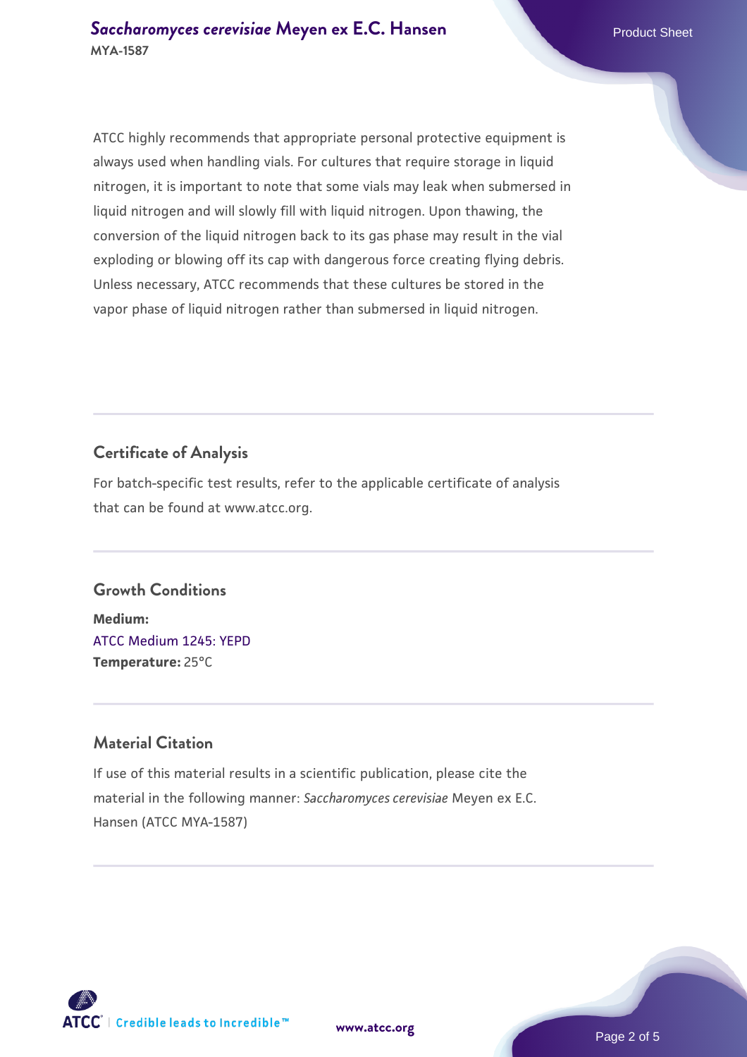ATCC highly recommends that appropriate personal protective equipment is always used when handling vials. For cultures that require storage in liquid nitrogen, it is important to note that some vials may leak when submersed in liquid nitrogen and will slowly fill with liquid nitrogen. Upon thawing, the conversion of the liquid nitrogen back to its gas phase may result in the vial exploding or blowing off its cap with dangerous force creating flying debris. Unless necessary, ATCC recommends that these cultures be stored in the vapor phase of liquid nitrogen rather than submersed in liquid nitrogen.

## Certificate of Analysis

For batch-specific test results, refer to the applicable certificate of analysis that can be found at www.atcc.org.

## Growth Conditions

**Medium:**
ATCC Medium 1245: YEPD
**Temperature:** 25°C

## Material Citation

If use of this material results in a scientific publication, please cite the material in the following manner: *Saccharomyces cerevisiae* Meyen ex E.C. Hansen (ATCC MYA-1587)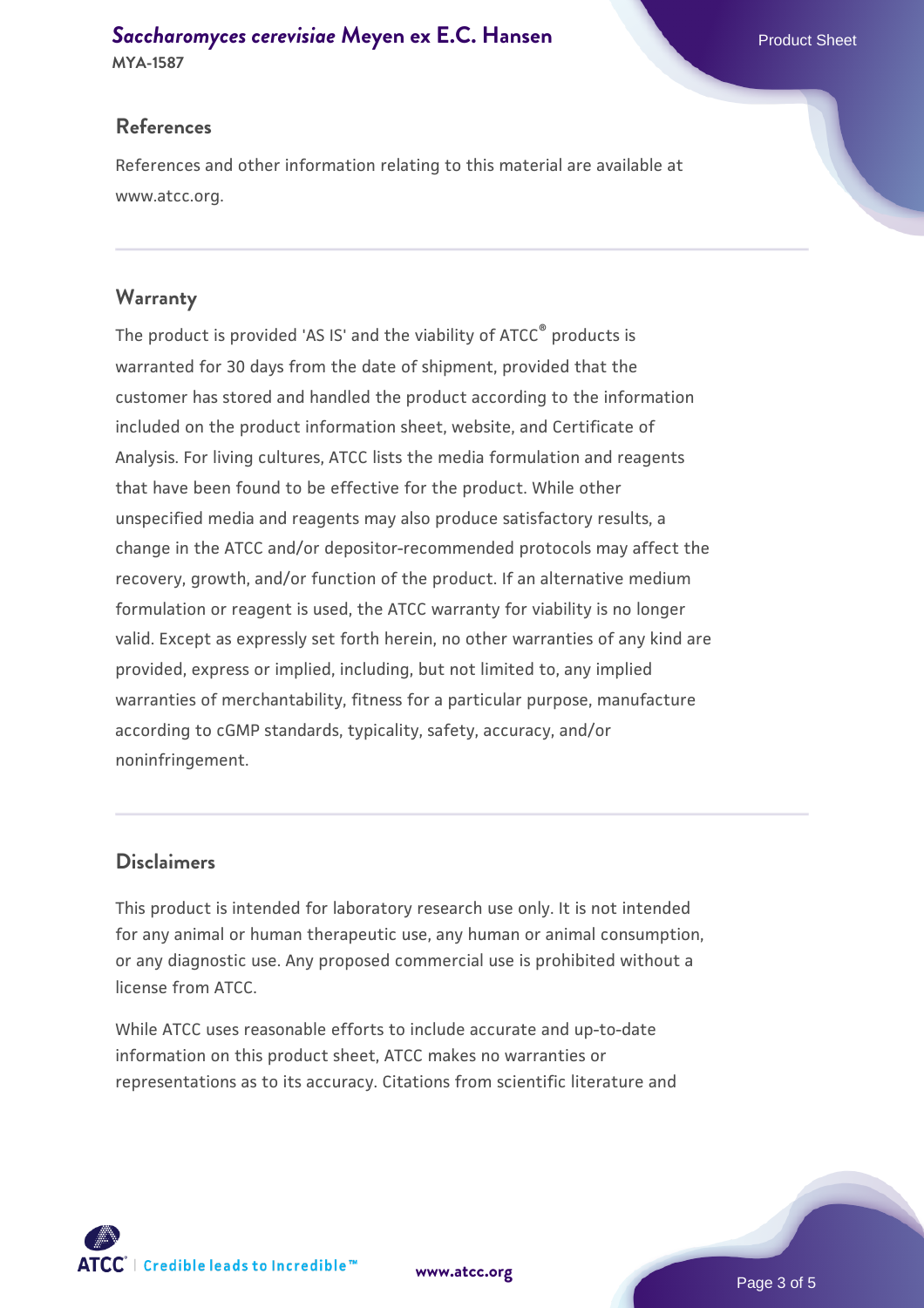## References

References and other information relating to this material are available at www.atcc.org.

## Warranty

The product is provided 'AS IS' and the viability of ATCC® products is warranted for 30 days from the date of shipment, provided that the customer has stored and handled the product according to the information included on the product information sheet, website, and Certificate of Analysis. For living cultures, ATCC lists the media formulation and reagents that have been found to be effective for the product. While other unspecified media and reagents may also produce satisfactory results, a change in the ATCC and/or depositor-recommended protocols may affect the recovery, growth, and/or function of the product. If an alternative medium formulation or reagent is used, the ATCC warranty for viability is no longer valid. Except as expressly set forth herein, no other warranties of any kind are provided, express or implied, including, but not limited to, any implied warranties of merchantability, fitness for a particular purpose, manufacture according to cGMP standards, typicality, safety, accuracy, and/or noninfringement.

## Disclaimers

This product is intended for laboratory research use only. It is not intended for any animal or human therapeutic use, any human or animal consumption, or any diagnostic use. Any proposed commercial use is prohibited without a license from ATCC.

While ATCC uses reasonable efforts to include accurate and up-to-date information on this product sheet, ATCC makes no warranties or representations as to its accuracy. Citations from scientific literature and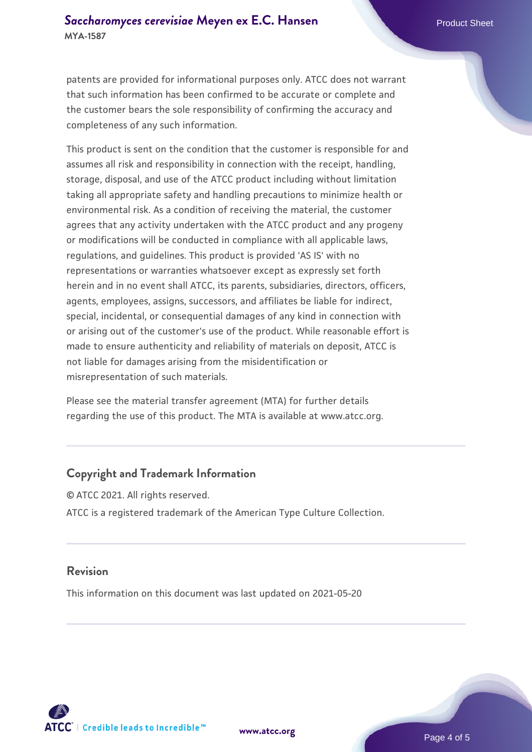patents are provided for informational purposes only. ATCC does not warrant that such information has been confirmed to be accurate or complete and the customer bears the sole responsibility of confirming the accuracy and completeness of any such information.

This product is sent on the condition that the customer is responsible for and assumes all risk and responsibility in connection with the receipt, handling, storage, disposal, and use of the ATCC product including without limitation taking all appropriate safety and handling precautions to minimize health or environmental risk. As a condition of receiving the material, the customer agrees that any activity undertaken with the ATCC product and any progeny or modifications will be conducted in compliance with all applicable laws, regulations, and guidelines. This product is provided 'AS IS' with no representations or warranties whatsoever except as expressly set forth herein and in no event shall ATCC, its parents, subsidiaries, directors, officers, agents, employees, assigns, successors, and affiliates be liable for indirect, special, incidental, or consequential damages of any kind in connection with or arising out of the customer's use of the product. While reasonable effort is made to ensure authenticity and reliability of materials on deposit, ATCC is not liable for damages arising from the misidentification or misrepresentation of such materials.

Please see the material transfer agreement (MTA) for further details regarding the use of this product. The MTA is available at www.atcc.org.

## Copyright and Trademark Information

© ATCC 2021. All rights reserved.

ATCC is a registered trademark of the American Type Culture Collection.

## Revision

This information on this document was last updated on 2021-05-20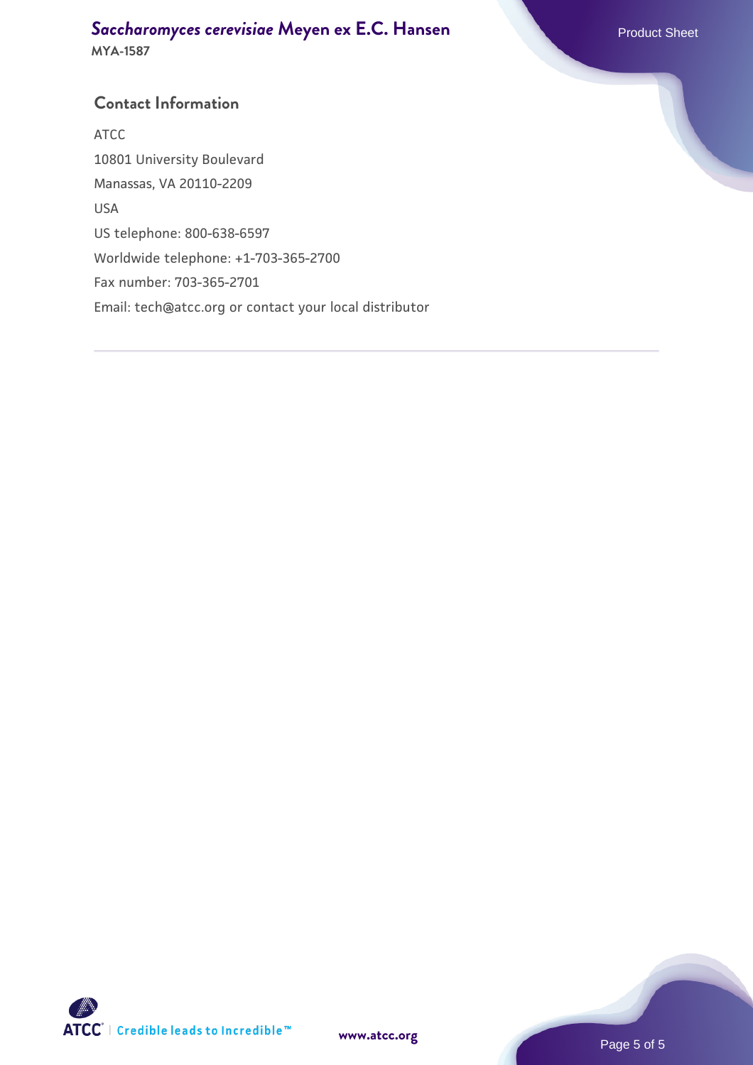## Contact Information

ATCC

10801 University Boulevard

Manassas, VA 20110-2209

USA

US telephone: 800-638-6597

Worldwide telephone: +1-703-365-2700

Fax number: 703-365-2701

Email: tech@atcc.org or contact your local distributor